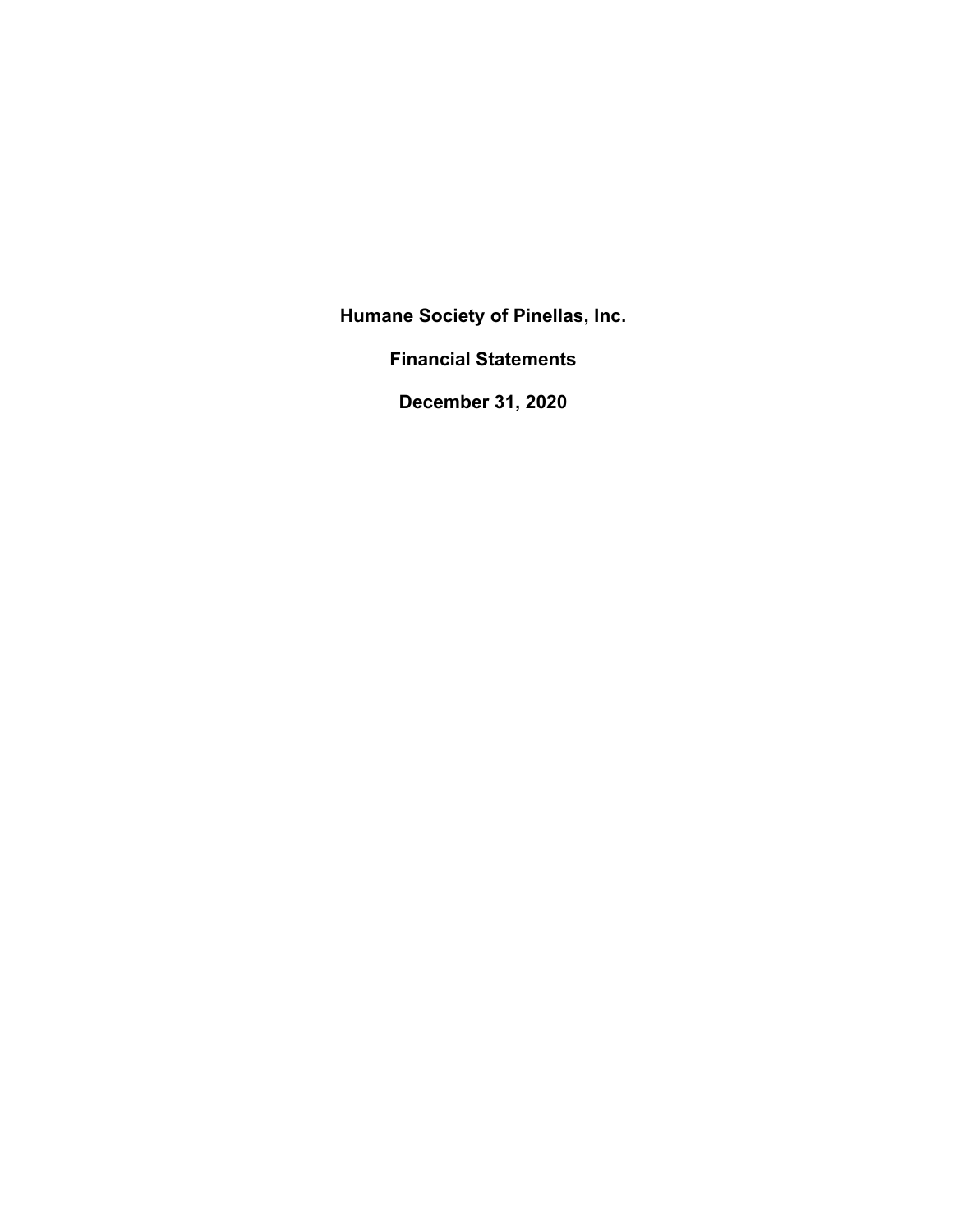# Humane Society of Pinellas, Inc.

## Financial Statements

## December 31, 2020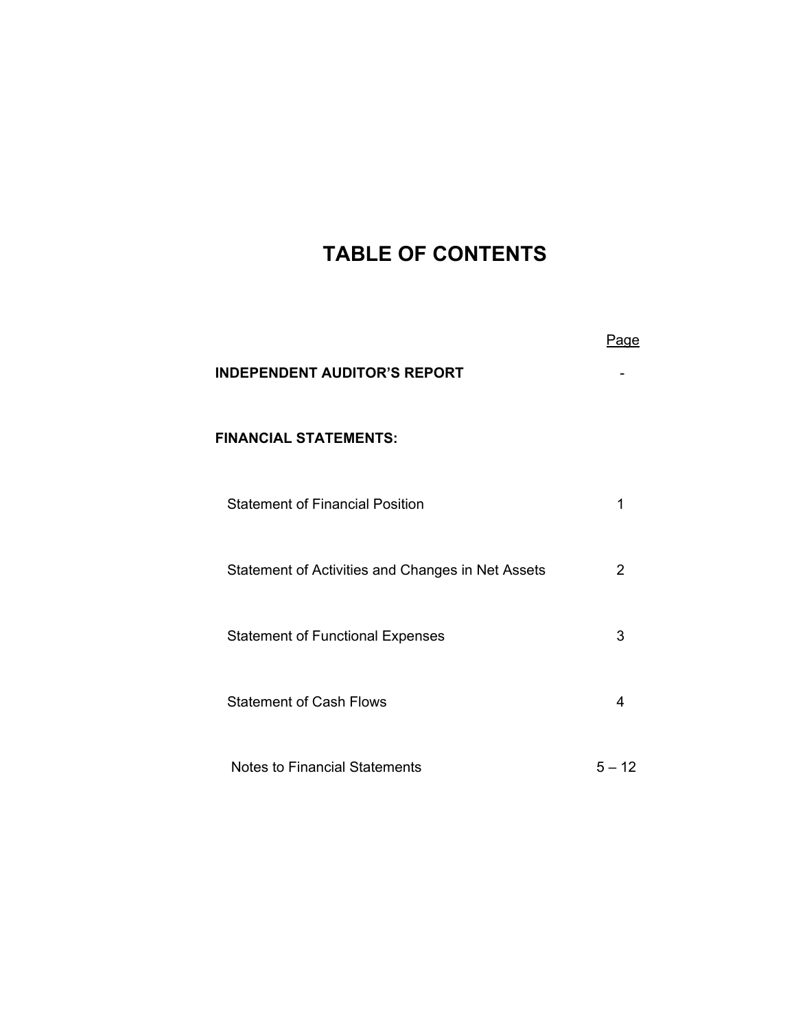# TABLE OF CONTENTS

| | Page |
|---|---|
| **INDEPENDENT AUDITOR'S REPORT** | - |
| **FINANCIAL STATEMENTS:** | |
| Statement of Financial Position | 1 |
| Statement of Activities and Changes in Net Assets | 2 |
| Statement of Functional Expenses | 3 |
| Statement of Cash Flows | 4 |
| Notes to Financial Statements | 5 – 12 |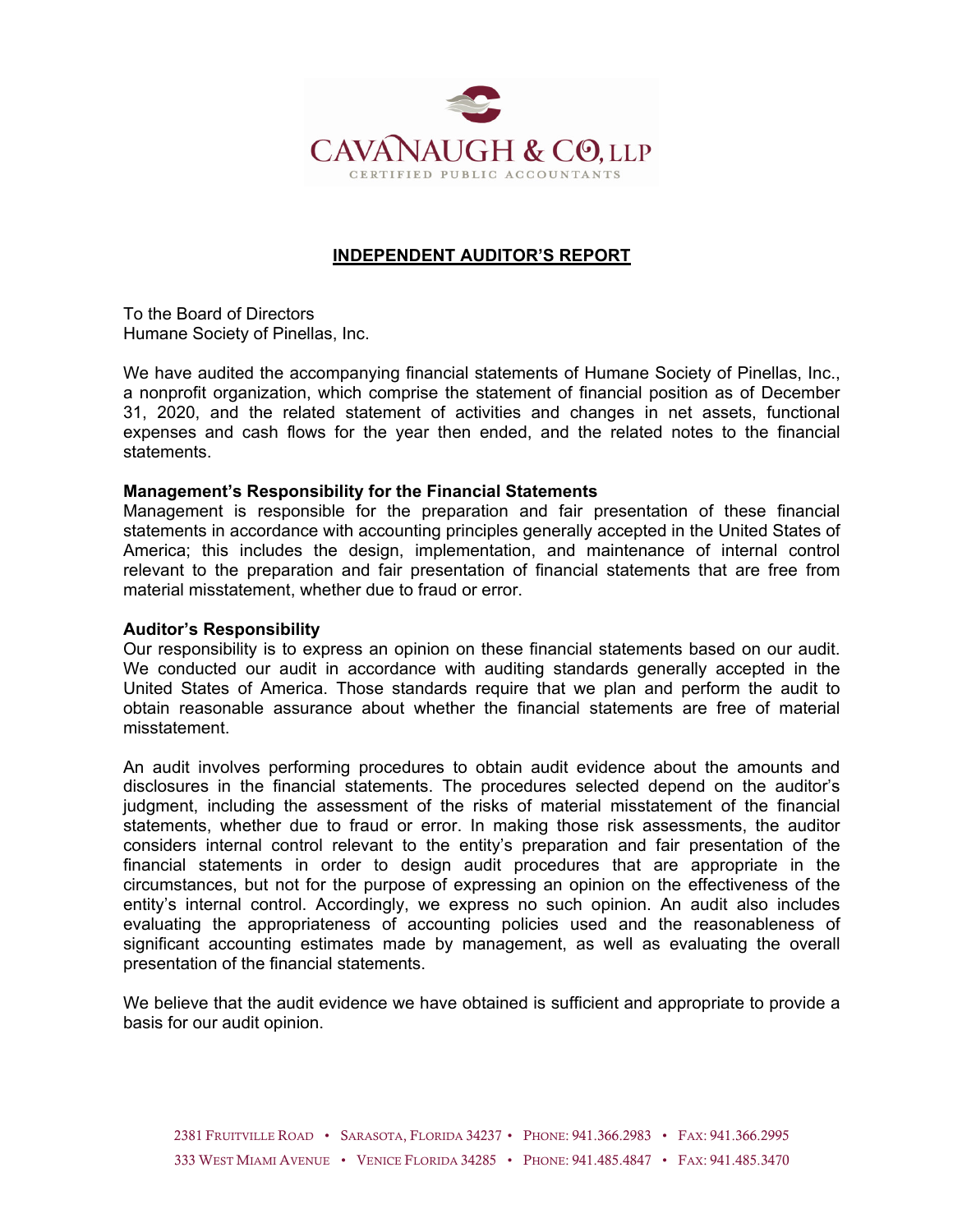CAVANAUGH & CO, LLP

CERTIFIED PUBLIC ACCOUNTANTS

## INDEPENDENT AUDITOR'S REPORT

To the Board of Directors
Humane Society of Pinellas, Inc.

We have audited the accompanying financial statements of Humane Society of Pinellas, Inc., a nonprofit organization, which comprise the statement of financial position as of December 31, 2020, and the related statement of activities and changes in net assets, functional expenses and cash flows for the year then ended, and the related notes to the financial statements.

**Management's Responsibility for the Financial Statements**
Management is responsible for the preparation and fair presentation of these financial statements in accordance with accounting principles generally accepted in the United States of America; this includes the design, implementation, and maintenance of internal control relevant to the preparation and fair presentation of financial statements that are free from material misstatement, whether due to fraud or error.

**Auditor's Responsibility**
Our responsibility is to express an opinion on these financial statements based on our audit. We conducted our audit in accordance with auditing standards generally accepted in the United States of America. Those standards require that we plan and perform the audit to obtain reasonable assurance about whether the financial statements are free of material misstatement.

An audit involves performing procedures to obtain audit evidence about the amounts and disclosures in the financial statements. The procedures selected depend on the auditor's judgment, including the assessment of the risks of material misstatement of the financial statements, whether due to fraud or error. In making those risk assessments, the auditor considers internal control relevant to the entity's preparation and fair presentation of the financial statements in order to design audit procedures that are appropriate in the circumstances, but not for the purpose of expressing an opinion on the effectiveness of the entity's internal control. Accordingly, we express no such opinion. An audit also includes evaluating the appropriateness of accounting policies used and the reasonableness of significant accounting estimates made by management, as well as evaluating the overall presentation of the financial statements.

We believe that the audit evidence we have obtained is sufficient and appropriate to provide a basis for our audit opinion.

2381 FRUITVILLE ROAD • SARASOTA, FLORIDA 34237 • PHONE: 941.366.2983 • FAX: 941.366.2995
333 WEST MIAMI AVENUE • VENICE FLORIDA 34285 • PHONE: 941.485.4847 • FAX: 941.485.3470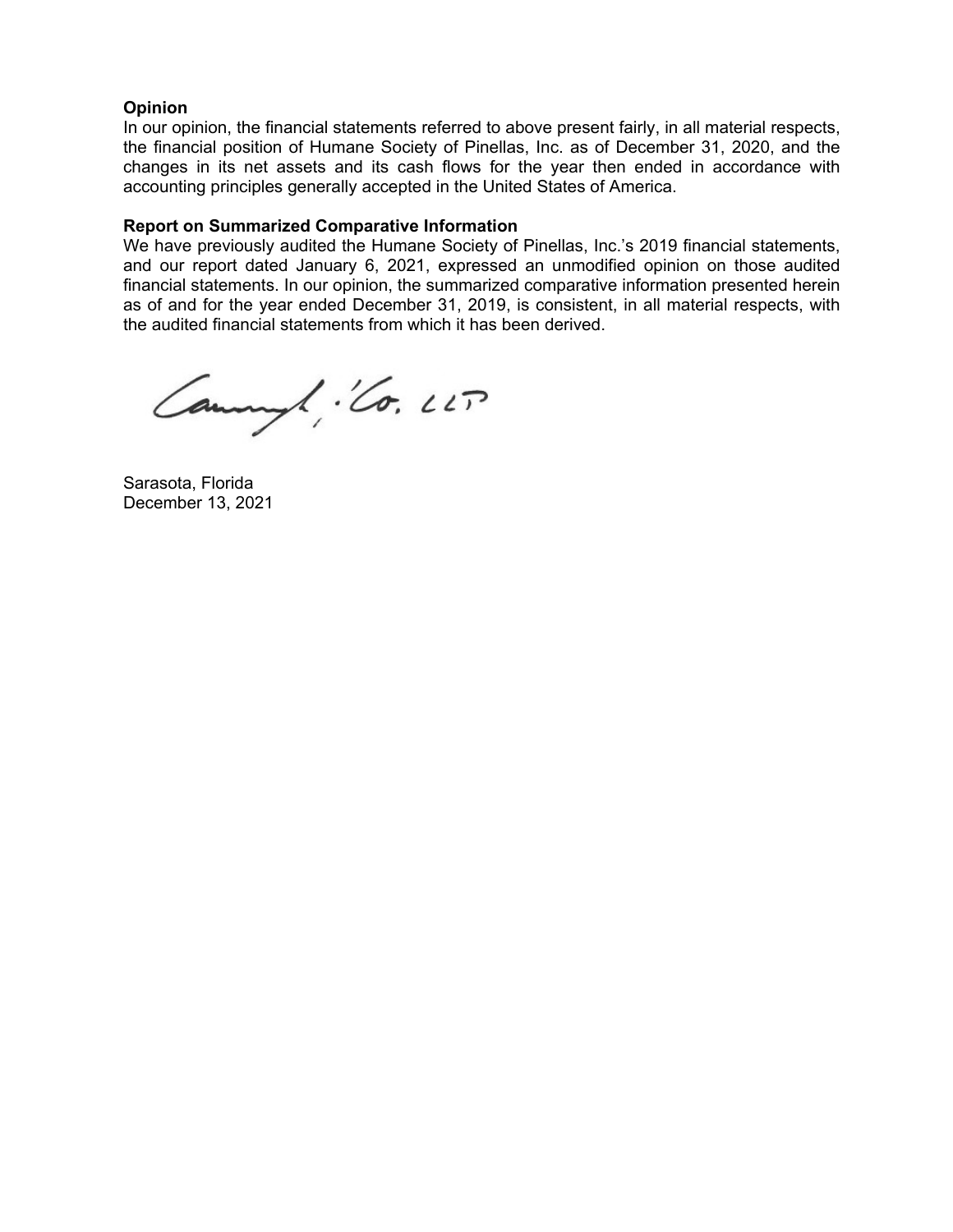**Opinion**

In our opinion, the financial statements referred to above present fairly, in all material respects, the financial position of Humane Society of Pinellas, Inc. as of December 31, 2020, and the changes in its net assets and its cash flows for the year then ended in accordance with accounting principles generally accepted in the United States of America.

**Report on Summarized Comparative Information**

We have previously audited the Humane Society of Pinellas, Inc.'s 2019 financial statements, and our report dated January 6, 2021, expressed an unmodified opinion on those audited financial statements. In our opinion, the summarized comparative information presented herein as of and for the year ended December 31, 2019, is consistent, in all material respects, with the audited financial statements from which it has been derived.

Sarasota, Florida
December 13, 2021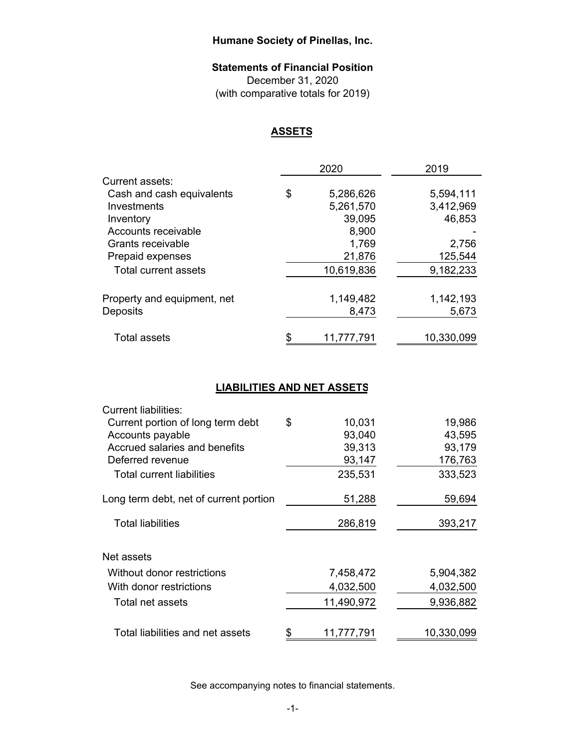# Humane Society of Pinellas, Inc.

## Statements of Financial Position

December 31, 2020
(with comparative totals for 2019)

### ASSETS

| | 2020 | 2019 |
|---|---|---|
| Current assets: | | |
| Cash and cash equivalents | $ 5,286,626 | 5,594,111 |
| Investments | 5,261,570 | 3,412,969 |
| Inventory | 39,095 | 46,853 |
| Accounts receivable | 8,900 | - |
| Grants receivable | 1,769 | 2,756 |
| Prepaid expenses | 21,876 | 125,544 |
| Total current assets | 10,619,836 | 9,182,233 |
| Property and equipment, net | 1,149,482 | 1,142,193 |
| Deposits | 8,473 | 5,673 |
| Total assets | $ 11,777,791 | 10,330,099 |

### LIABILITIES AND NET ASSETS

| | 2020 | 2019 |
|---|---|---|
| Current liabilities: | | |
| Current portion of long term debt | $ 10,031 | 19,986 |
| Accounts payable | 93,040 | 43,595 |
| Accrued salaries and benefits | 39,313 | 93,179 |
| Deferred revenue | 93,147 | 176,763 |
| Total current liabilities | 235,531 | 333,523 |
| Long term debt, net of current portion | 51,288 | 59,694 |
| Total liabilities | 286,819 | 393,217 |
| Net assets | | |
| Without donor restrictions | 7,458,472 | 5,904,382 |
| With donor restrictions | 4,032,500 | 4,032,500 |
| Total net assets | 11,490,972 | 9,936,882 |
| Total liabilities and net assets | $ 11,777,791 | 10,330,099 |

See accompanying notes to financial statements.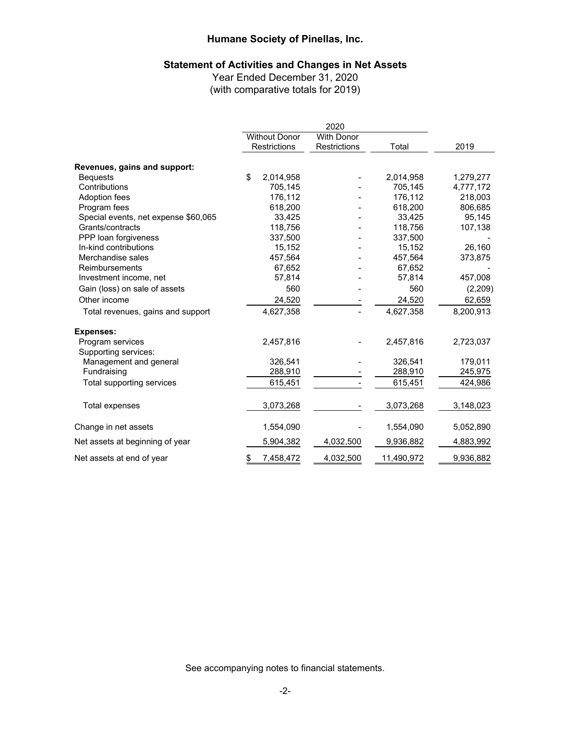# Humane Society of Pinellas, Inc.

## Statement of Activities and Changes in Net Assets

Year Ended December 31, 2020
(with comparative totals for 2019)

| | 2020 | | | |
|---|---|---|---|---|
| | Without Donor Restrictions | With Donor Restrictions | Total | 2019 |
| **Revenues, gains and support:** | | | | |
| Bequests | $ 2,014,958 | - | 2,014,958 | 1,279,277 |
| Contributions | 705,145 | - | 705,145 | 4,777,172 |
| Adoption fees | 176,112 | - | 176,112 | 218,003 |
| Program fees | 618,200 | - | 618,200 | 806,685 |
| Special events, net expense $60,065 | 33,425 | - | 33,425 | 95,145 |
| Grants/contracts | 118,756 | - | 118,756 | 107,138 |
| PPP loan forgiveness | 337,500 | - | 337,500 | - |
| In-kind contributions | 15,152 | - | 15,152 | 26,160 |
| Merchandise sales | 457,564 | - | 457,564 | 373,875 |
| Reimbursements | 67,652 | - | 67,652 | - |
| Investment income, net | 57,814 | - | 57,814 | 457,008 |
| Gain (loss) on sale of assets | 560 | - | 560 | (2,209) |
| Other income | 24,520 | - | 24,520 | 62,659 |
| Total revenues, gains and support | 4,627,358 | - | 4,627,358 | 8,200,913 |
| **Expenses:** | | | | |
| Program services | 2,457,816 | - | 2,457,816 | 2,723,037 |
| Supporting services: | | | | |
| Management and general | 326,541 | - | 326,541 | 179,011 |
| Fundraising | 288,910 | - | 288,910 | 245,975 |
| Total supporting services | 615,451 | - | 615,451 | 424,986 |
| Total expenses | 3,073,268 | - | 3,073,268 | 3,148,023 |
| Change in net assets | 1,554,090 | - | 1,554,090 | 5,052,890 |
| Net assets at beginning of year | 5,904,382 | 4,032,500 | 9,936,882 | 4,883,992 |
| Net assets at end of year | $ 7,458,472 | 4,032,500 | 11,490,972 | 9,936,882 |

See accompanying notes to financial statements.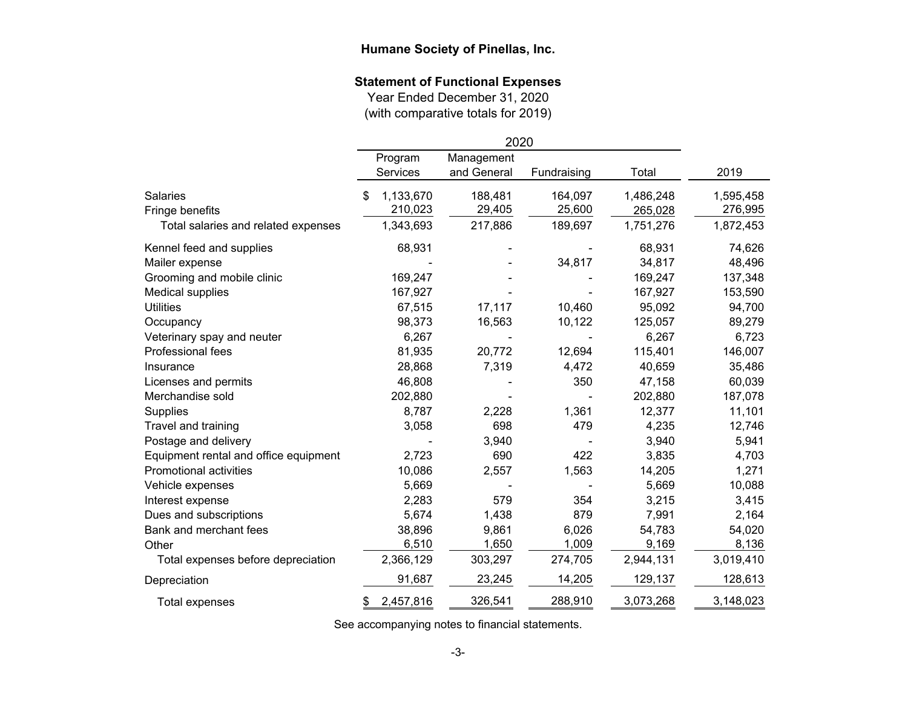# Humane Society of Pinellas, Inc.

## Statement of Functional Expenses

Year Ended December 31, 2020
(with comparative totals for 2019)

| | 2020 | | | | |
|---|---|---|---|---|---|
| | Program Services | Management and General | Fundraising | Total | 2019 |
| Salaries | $ 1,133,670 | 188,481 | 164,097 | 1,486,248 | 1,595,458 |
| Fringe benefits | 210,023 | 29,405 | 25,600 | 265,028 | 276,995 |
| Total salaries and related expenses | 1,343,693 | 217,886 | 189,697 | 1,751,276 | 1,872,453 |
| Kennel feed and supplies | 68,931 | - | - | 68,931 | 74,626 |
| Mailer expense | - | - | 34,817 | 34,817 | 48,496 |
| Grooming and mobile clinic | 169,247 | - | - | 169,247 | 137,348 |
| Medical supplies | 167,927 | - | - | 167,927 | 153,590 |
| Utilities | 67,515 | 17,117 | 10,460 | 95,092 | 94,700 |
| Occupancy | 98,373 | 16,563 | 10,122 | 125,057 | 89,279 |
| Veterinary spay and neuter | 6,267 | - | - | 6,267 | 6,723 |
| Professional fees | 81,935 | 20,772 | 12,694 | 115,401 | 146,007 |
| Insurance | 28,868 | 7,319 | 4,472 | 40,659 | 35,486 |
| Licenses and permits | 46,808 | - | 350 | 47,158 | 60,039 |
| Merchandise sold | 202,880 | - | - | 202,880 | 187,078 |
| Supplies | 8,787 | 2,228 | 1,361 | 12,377 | 11,101 |
| Travel and training | 3,058 | 698 | 479 | 4,235 | 12,746 |
| Postage and delivery | - | 3,940 | - | 3,940 | 5,941 |
| Equipment rental and office equipment | 2,723 | 690 | 422 | 3,835 | 4,703 |
| Promotional activities | 10,086 | 2,557 | 1,563 | 14,205 | 1,271 |
| Vehicle expenses | 5,669 | - | - | 5,669 | 10,088 |
| Interest expense | 2,283 | 579 | 354 | 3,215 | 3,415 |
| Dues and subscriptions | 5,674 | 1,438 | 879 | 7,991 | 2,164 |
| Bank and merchant fees | 38,896 | 9,861 | 6,026 | 54,783 | 54,020 |
| Other | 6,510 | 1,650 | 1,009 | 9,169 | 8,136 |
| Total expenses before depreciation | 2,366,129 | 303,297 | 274,705 | 2,944,131 | 3,019,410 |
| Depreciation | 91,687 | 23,245 | 14,205 | 129,137 | 128,613 |
| Total expenses | $ 2,457,816 | 326,541 | 288,910 | 3,073,268 | 3,148,023 |

See accompanying notes to financial statements.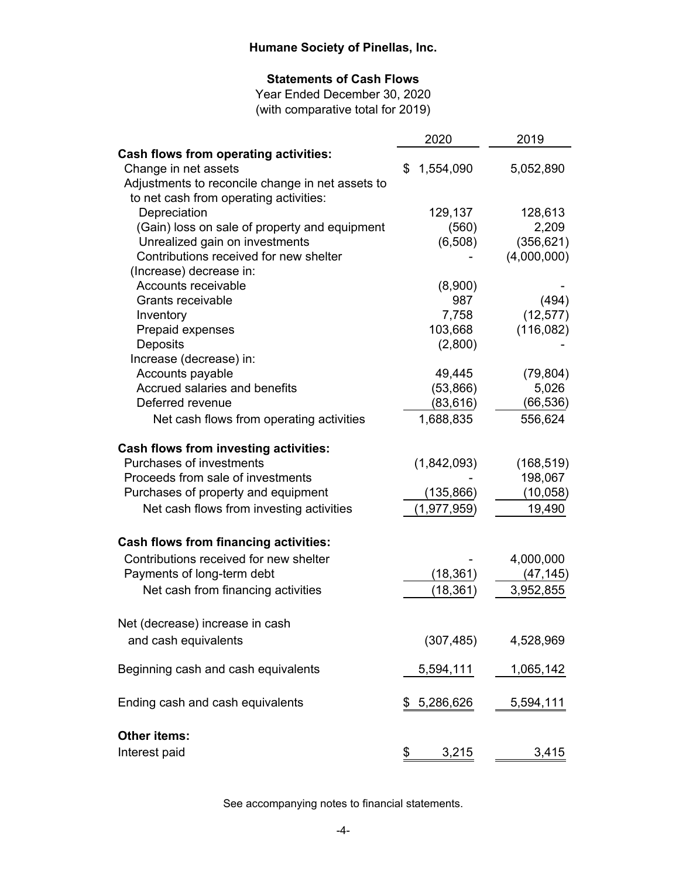# Humane Society of Pinellas, Inc.

## Statements of Cash Flows

Year Ended December 30, 2020
(with comparative total for 2019)

| | 2020 | 2019 |
|---|---|---|
| **Cash flows from operating activities:** | | |
| Change in net assets | $ 1,554,090 | 5,052,890 |
| Adjustments to reconcile change in net assets to to net cash from operating activities: | | |
| Depreciation | 129,137 | 128,613 |
| (Gain) loss on sale of property and equipment | (560) | 2,209 |
| Unrealized gain on investments | (6,508) | (356,621) |
| Contributions received for new shelter | - | (4,000,000) |
| (Increase) decrease in: | | |
| Accounts receivable | (8,900) | - |
| Grants receivable | 987 | (494) |
| Inventory | 7,758 | (12,577) |
| Prepaid expenses | 103,668 | (116,082) |
| Deposits | (2,800) | - |
| Increase (decrease) in: | | |
| Accounts payable | 49,445 | (79,804) |
| Accrued salaries and benefits | (53,866) | 5,026 |
| Deferred revenue | (83,616) | (66,536) |
| Net cash flows from operating activities | 1,688,835 | 556,624 |
| **Cash flows from investing activities:** | | |
| Purchases of investments | (1,842,093) | (168,519) |
| Proceeds from sale of investments | - | 198,067 |
| Purchases of property and equipment | (135,866) | (10,058) |
| Net cash flows from investing activities | (1,977,959) | 19,490 |
| **Cash flows from financing activities:** | | |
| Contributions received for new shelter | - | 4,000,000 |
| Payments of long-term debt | (18,361) | (47,145) |
| Net cash from financing activities | (18,361) | 3,952,855 |
| Net (decrease) increase in cash and cash equivalents | (307,485) | 4,528,969 |
| Beginning cash and cash equivalents | 5,594,111 | 1,065,142 |
| Ending cash and cash equivalents | $ 5,286,626 | 5,594,111 |
| **Other items:** | | |
| Interest paid | $ 3,215 | 3,415 |

See accompanying notes to financial statements.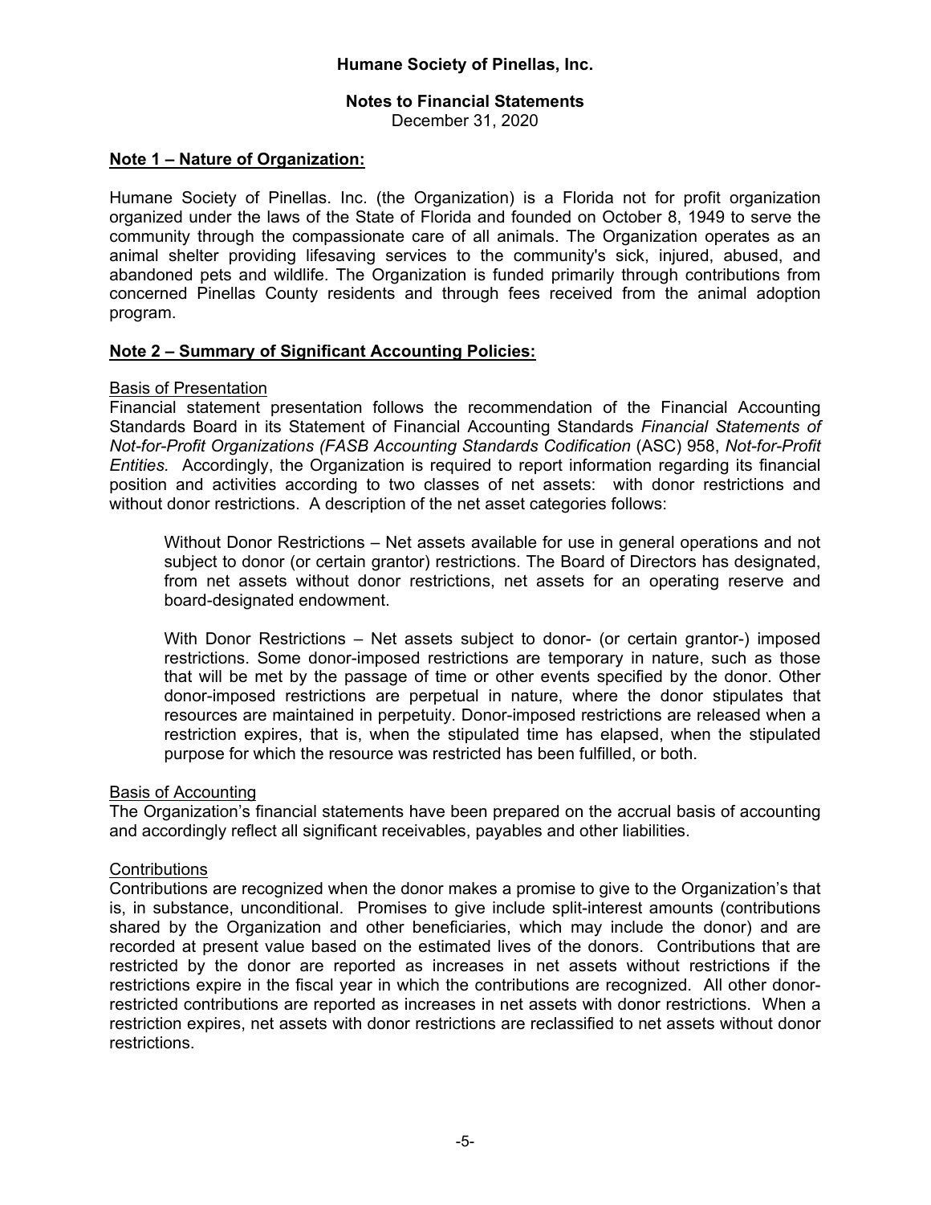**Humane Society of Pinellas, Inc.**

**Notes to Financial Statements**
December 31, 2020

## Note 1 – Nature of Organization:

Humane Society of Pinellas. Inc. (the Organization) is a Florida not for profit organization organized under the laws of the State of Florida and founded on October 8, 1949 to serve the community through the compassionate care of all animals. The Organization operates as an animal shelter providing lifesaving services to the community's sick, injured, abused, and abandoned pets and wildlife. The Organization is funded primarily through contributions from concerned Pinellas County residents and through fees received from the animal adoption program.

## Note 2 – Summary of Significant Accounting Policies:

### Basis of Presentation

Financial statement presentation follows the recommendation of the Financial Accounting Standards Board in its Statement of Financial Accounting Standards *Financial Statements of Not-for-Profit Organizations (FASB Accounting Standards Codification* (ASC) 958, *Not-for-Profit Entities.* Accordingly, the Organization is required to report information regarding its financial position and activities according to two classes of net assets: with donor restrictions and without donor restrictions. A description of the net asset categories follows:

> Without Donor Restrictions – Net assets available for use in general operations and not subject to donor (or certain grantor) restrictions. The Board of Directors has designated, from net assets without donor restrictions, net assets for an operating reserve and board-designated endowment.
>
> With Donor Restrictions – Net assets subject to donor- (or certain grantor-) imposed restrictions. Some donor-imposed restrictions are temporary in nature, such as those that will be met by the passage of time or other events specified by the donor. Other donor-imposed restrictions are perpetual in nature, where the donor stipulates that resources are maintained in perpetuity. Donor-imposed restrictions are released when a restriction expires, that is, when the stipulated time has elapsed, when the stipulated purpose for which the resource was restricted has been fulfilled, or both.

### Basis of Accounting

The Organization's financial statements have been prepared on the accrual basis of accounting and accordingly reflect all significant receivables, payables and other liabilities.

### Contributions

Contributions are recognized when the donor makes a promise to give to the Organization's that is, in substance, unconditional. Promises to give include split-interest amounts (contributions shared by the Organization and other beneficiaries, which may include the donor) and are recorded at present value based on the estimated lives of the donors. Contributions that are restricted by the donor are reported as increases in net assets without restrictions if the restrictions expire in the fiscal year in which the contributions are recognized. All other donor-restricted contributions are reported as increases in net assets with donor restrictions. When a restriction expires, net assets with donor restrictions are reclassified to net assets without donor restrictions.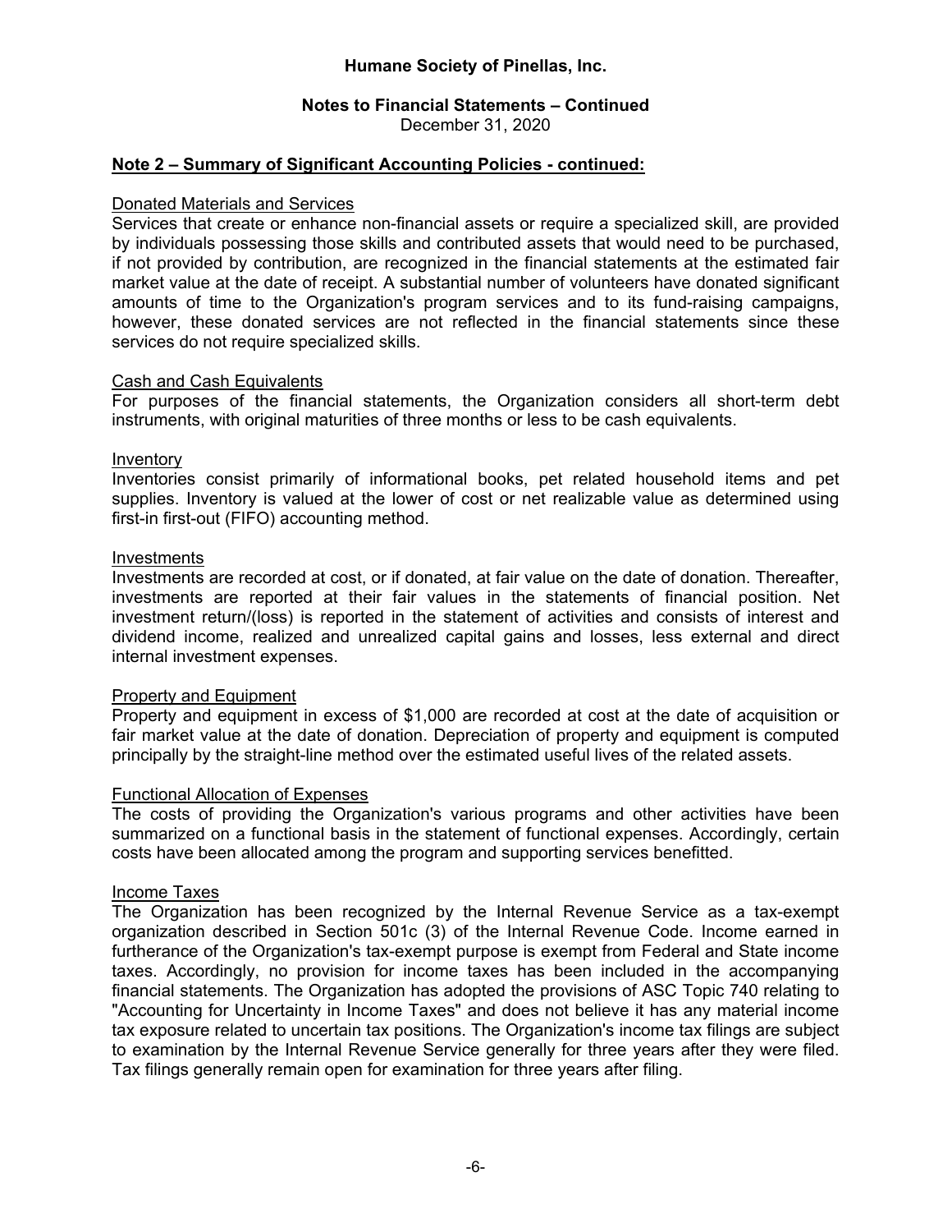Humane Society of Pinellas, Inc.

Notes to Financial Statements – Continued
December 31, 2020

## Note 2 – Summary of Significant Accounting Policies - continued:

### Donated Materials and Services

Services that create or enhance non-financial assets or require a specialized skill, are provided by individuals possessing those skills and contributed assets that would need to be purchased, if not provided by contribution, are recognized in the financial statements at the estimated fair market value at the date of receipt. A substantial number of volunteers have donated significant amounts of time to the Organization's program services and to its fund-raising campaigns, however, these donated services are not reflected in the financial statements since these services do not require specialized skills.

### Cash and Cash Equivalents

For purposes of the financial statements, the Organization considers all short-term debt instruments, with original maturities of three months or less to be cash equivalents.

### Inventory

Inventories consist primarily of informational books, pet related household items and pet supplies. Inventory is valued at the lower of cost or net realizable value as determined using first-in first-out (FIFO) accounting method.

### Investments

Investments are recorded at cost, or if donated, at fair value on the date of donation. Thereafter, investments are reported at their fair values in the statements of financial position. Net investment return/(loss) is reported in the statement of activities and consists of interest and dividend income, realized and unrealized capital gains and losses, less external and direct internal investment expenses.

### Property and Equipment

Property and equipment in excess of $1,000 are recorded at cost at the date of acquisition or fair market value at the date of donation. Depreciation of property and equipment is computed principally by the straight-line method over the estimated useful lives of the related assets.

### Functional Allocation of Expenses

The costs of providing the Organization's various programs and other activities have been summarized on a functional basis in the statement of functional expenses. Accordingly, certain costs have been allocated among the program and supporting services benefitted.

### Income Taxes

The Organization has been recognized by the Internal Revenue Service as a tax-exempt organization described in Section 501c (3) of the Internal Revenue Code. Income earned in furtherance of the Organization's tax-exempt purpose is exempt from Federal and State income taxes. Accordingly, no provision for income taxes has been included in the accompanying financial statements. The Organization has adopted the provisions of ASC Topic 740 relating to "Accounting for Uncertainty in Income Taxes" and does not believe it has any material income tax exposure related to uncertain tax positions. The Organization's income tax filings are subject to examination by the Internal Revenue Service generally for three years after they were filed. Tax filings generally remain open for examination for three years after filing.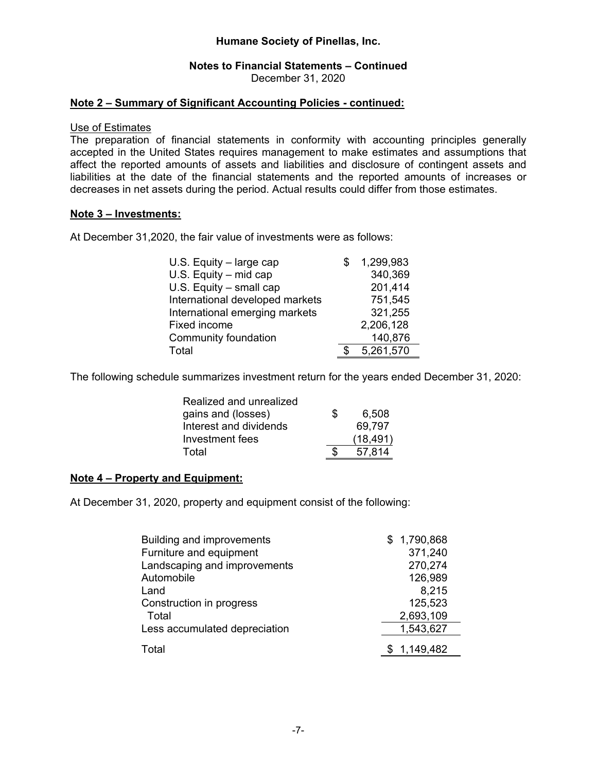**Note 2 – Summary of Significant Accounting Policies - continued:**

Use of Estimates

The preparation of financial statements in conformity with accounting principles generally accepted in the United States requires management to make estimates and assumptions that affect the reported amounts of assets and liabilities and disclosure of contingent assets and liabilities at the date of the financial statements and the reported amounts of increases or decreases in net assets during the period. Actual results could differ from those estimates.

**Note 3 – Investments:**

At December 31,2020, the fair value of investments were as follows:

| | |
|---|---|
| U.S. Equity – large cap | $ 1,299,983 |
| U.S. Equity – mid cap | 340,369 |
| U.S. Equity – small cap | 201,414 |
| International developed markets | 751,545 |
| International emerging markets | 321,255 |
| Fixed income | 2,206,128 |
| Community foundation | 140,876 |
| Total | $ 5,261,570 |

The following schedule summarizes investment return for the years ended December 31, 2020:

| | |
|---|---|
| Realized and unrealized gains and (losses) | $ 6,508 |
| Interest and dividends | 69,797 |
| Investment fees | (18,491) |
| Total | $ 57,814 |

**Note 4 – Property and Equipment:**

At December 31, 2020, property and equipment consist of the following:

| | |
|---|---|
| Building and improvements | $ 1,790,868 |
| Furniture and equipment | 371,240 |
| Landscaping and improvements | 270,274 |
| Automobile | 126,989 |
| Land | 8,215 |
| Construction in progress | 125,523 |
| Total | 2,693,109 |
| Less accumulated depreciation | 1,543,627 |
| Total | $ 1,149,482 |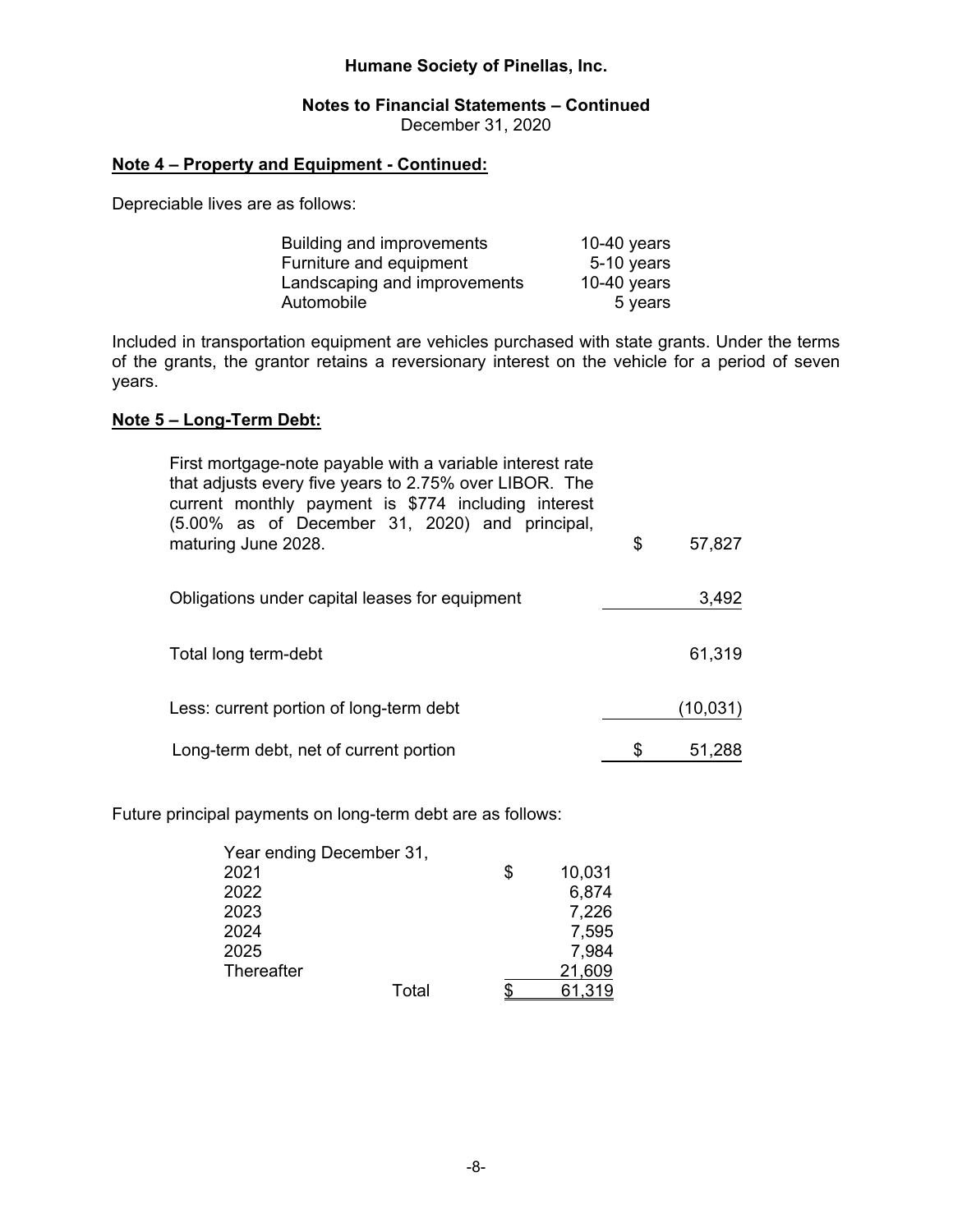Humane Society of Pinellas, Inc.

Notes to Financial Statements – Continued
December 31, 2020

## Note 4 – Property and Equipment - Continued:

Depreciable lives are as follows:

| | |
|---|---|
| Building and improvements | 10-40 years |
| Furniture and equipment | 5-10 years |
| Landscaping and improvements | 10-40 years |
| Automobile | 5 years |

Included in transportation equipment are vehicles purchased with state grants. Under the terms of the grants, the grantor retains a reversionary interest on the vehicle for a period of seven years.

## Note 5 – Long-Term Debt:

| | |
|---|---|
| First mortgage-note payable with a variable interest rate that adjusts every five years to 2.75% over LIBOR. The current monthly payment is $774 including interest (5.00% as of December 31, 2020) and principal, maturing June 2028. | $ 57,827 |
| Obligations under capital leases for equipment | 3,492 |
| Total long term-debt | 61,319 |
| Less: current portion of long-term debt | (10,031) |
| Long-term debt, net of current portion | $ 51,288 |

Future principal payments on long-term debt are as follows:

| Year ending December 31, | |
|---|---|
| 2021 | $ 10,031 |
| 2022 | 6,874 |
| 2023 | 7,226 |
| 2024 | 7,595 |
| 2025 | 7,984 |
| Thereafter | 21,609 |
| Total | $ 61,319 |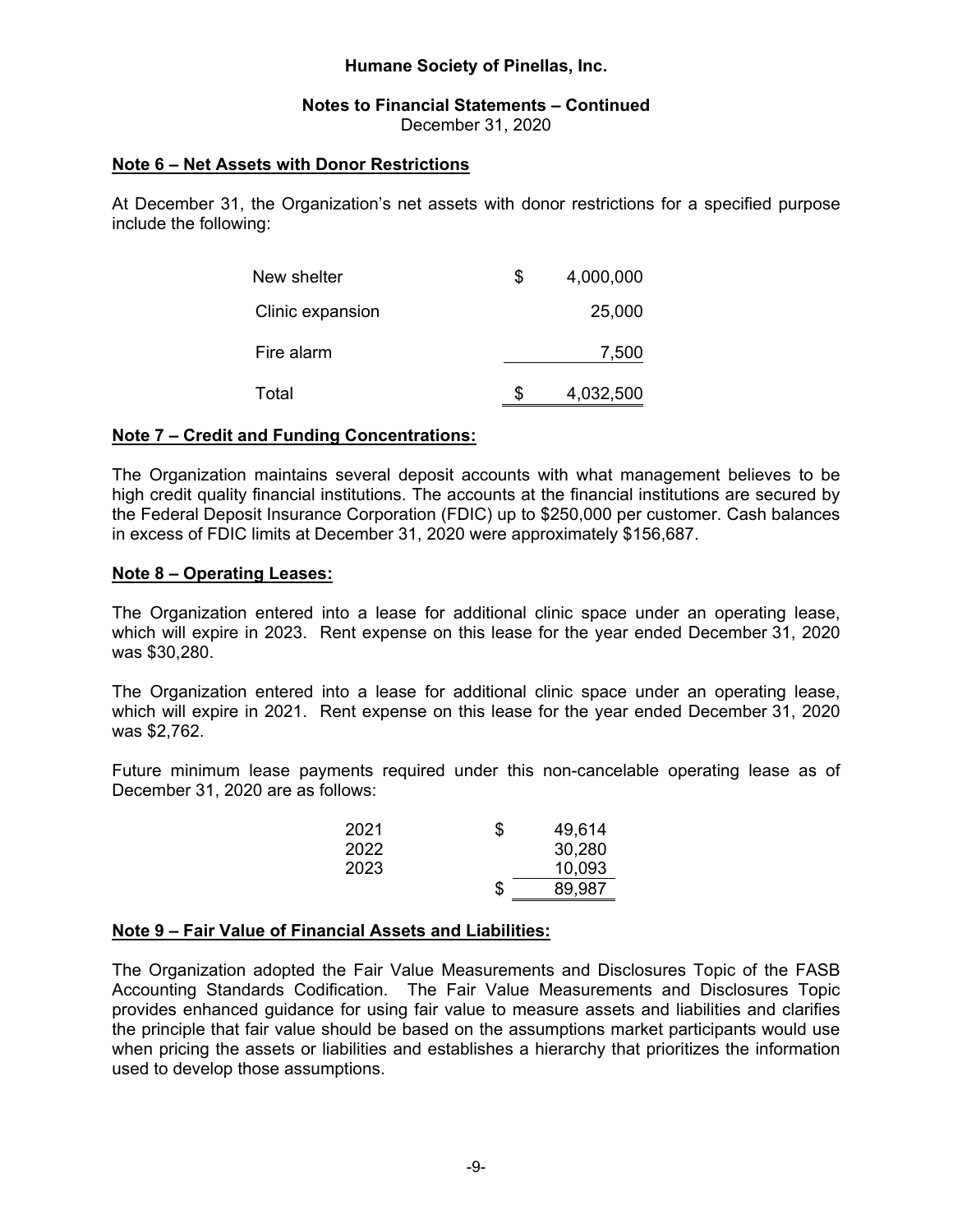Humane Society of Pinellas, Inc.

Notes to Financial Statements – Continued
December 31, 2020

## Note 6 – Net Assets with Donor Restrictions

At December 31, the Organization's net assets with donor restrictions for a specified purpose include the following:

| | | |
|---|---|---|
| New shelter | $ | 4,000,000 |
| Clinic expansion | | 25,000 |
| Fire alarm | | 7,500 |
| Total | $ | 4,032,500 |

## Note 7 – Credit and Funding Concentrations:

The Organization maintains several deposit accounts with what management believes to be high credit quality financial institutions. The accounts at the financial institutions are secured by the Federal Deposit Insurance Corporation (FDIC) up to $250,000 per customer. Cash balances in excess of FDIC limits at December 31, 2020 were approximately $156,687.

## Note 8 – Operating Leases:

The Organization entered into a lease for additional clinic space under an operating lease, which will expire in 2023. Rent expense on this lease for the year ended December 31, 2020 was $30,280.

The Organization entered into a lease for additional clinic space under an operating lease, which will expire in 2021. Rent expense on this lease for the year ended December 31, 2020 was $2,762.

Future minimum lease payments required under this non-cancelable operating lease as of December 31, 2020 are as follows:

| | | |
|---|---|---|
| 2021 | $ | 49,614 |
| 2022 | | 30,280 |
| 2023 | | 10,093 |
| | $ | 89,987 |

## Note 9 – Fair Value of Financial Assets and Liabilities:

The Organization adopted the Fair Value Measurements and Disclosures Topic of the FASB Accounting Standards Codification. The Fair Value Measurements and Disclosures Topic provides enhanced guidance for using fair value to measure assets and liabilities and clarifies the principle that fair value should be based on the assumptions market participants would use when pricing the assets or liabilities and establishes a hierarchy that prioritizes the information used to develop those assumptions.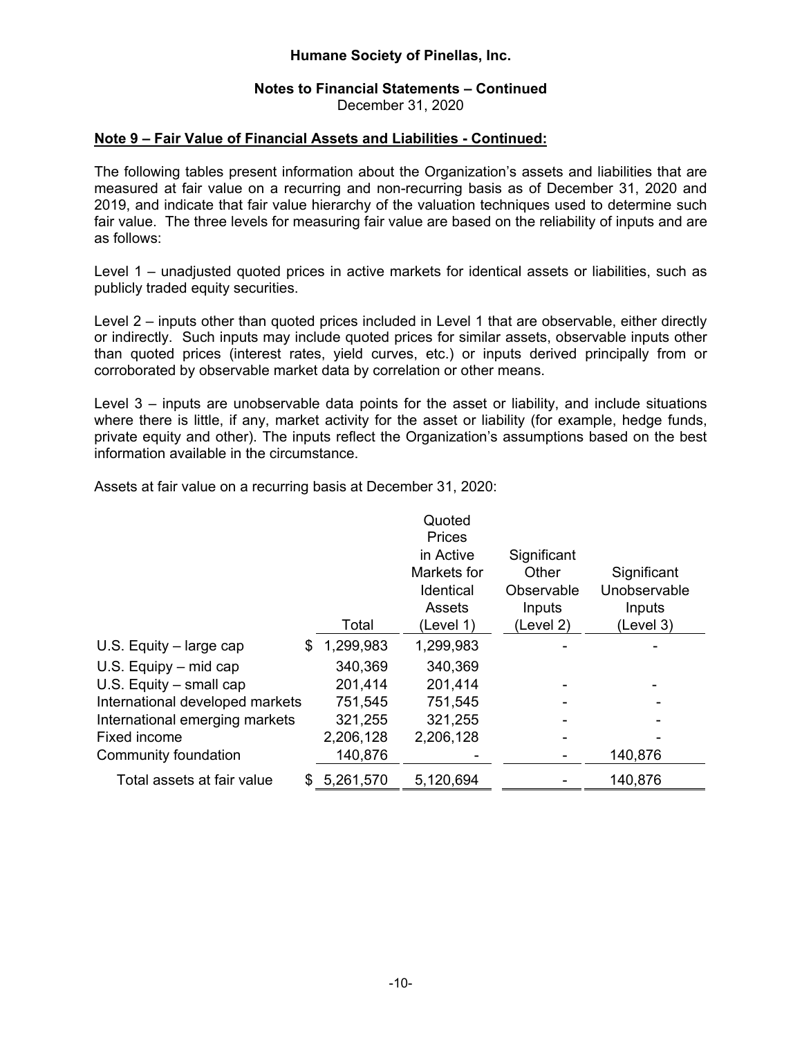**Humane Society of Pinellas, Inc.**

**Notes to Financial Statements – Continued**
December 31, 2020

**Note 9 – Fair Value of Financial Assets and Liabilities - Continued:**

The following tables present information about the Organization's assets and liabilities that are measured at fair value on a recurring and non-recurring basis as of December 31, 2020 and 2019, and indicate that fair value hierarchy of the valuation techniques used to determine such fair value. The three levels for measuring fair value are based on the reliability of inputs and are as follows:

Level 1 – unadjusted quoted prices in active markets for identical assets or liabilities, such as publicly traded equity securities.

Level 2 – inputs other than quoted prices included in Level 1 that are observable, either directly or indirectly. Such inputs may include quoted prices for similar assets, observable inputs other than quoted prices (interest rates, yield curves, etc.) or inputs derived principally from or corroborated by observable market data by correlation or other means.

Level 3 – inputs are unobservable data points for the asset or liability, and include situations where there is little, if any, market activity for the asset or liability (for example, hedge funds, private equity and other). The inputs reflect the Organization's assumptions based on the best information available in the circumstance.

Assets at fair value on a recurring basis at December 31, 2020:

| | Total | Quoted Prices in Active Markets for Identical Assets (Level 1) | Significant Other Observable Inputs (Level 2) | Significant Unobservable Inputs (Level 3) |
|---|---|---|---|---|
| U.S. Equity – large cap | $ 1,299,983 | 1,299,983 | - | - |
| U.S. Equipy – mid cap | 340,369 | 340,369 | | |
| U.S. Equity – small cap | 201,414 | 201,414 | - | - |
| International developed markets | 751,545 | 751,545 | - | - |
| International emerging markets | 321,255 | 321,255 | - | - |
| Fixed income | 2,206,128 | 2,206,128 | - | - |
| Community foundation | 140,876 | - | - | 140,876 |
| Total assets at fair value | $ 5,261,570 | 5,120,694 | - | 140,876 |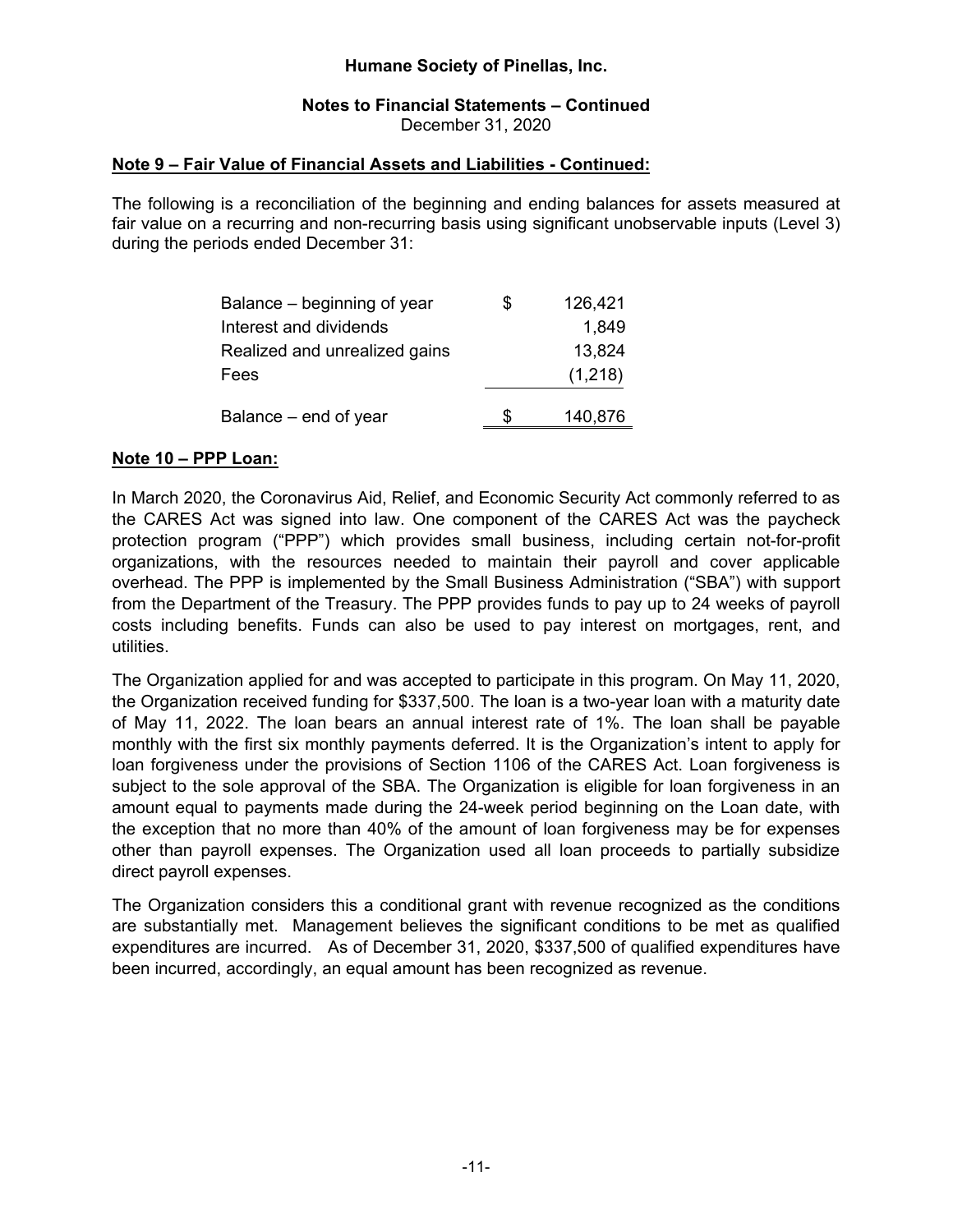# Humane Society of Pinellas, Inc.

## Notes to Financial Statements – Continued

December 31, 2020

**Note 9 – Fair Value of Financial Assets and Liabilities - Continued:**

The following is a reconciliation of the beginning and ending balances for assets measured at fair value on a recurring and non-recurring basis using significant unobservable inputs (Level 3) during the periods ended December 31:

| | | |
|---|---|---|
| Balance – beginning of year | $ | 126,421 |
| Interest and dividends | | 1,849 |
| Realized and unrealized gains | | 13,824 |
| Fees | | (1,218) |
| Balance – end of year | $ | 140,876 |

**Note 10 – PPP Loan:**

In March 2020, the Coronavirus Aid, Relief, and Economic Security Act commonly referred to as the CARES Act was signed into law. One component of the CARES Act was the paycheck protection program ("PPP") which provides small business, including certain not-for-profit organizations, with the resources needed to maintain their payroll and cover applicable overhead. The PPP is implemented by the Small Business Administration ("SBA") with support from the Department of the Treasury. The PPP provides funds to pay up to 24 weeks of payroll costs including benefits. Funds can also be used to pay interest on mortgages, rent, and utilities.

The Organization applied for and was accepted to participate in this program. On May 11, 2020, the Organization received funding for $337,500. The loan is a two-year loan with a maturity date of May 11, 2022. The loan bears an annual interest rate of 1%. The loan shall be payable monthly with the first six monthly payments deferred. It is the Organization's intent to apply for loan forgiveness under the provisions of Section 1106 of the CARES Act. Loan forgiveness is subject to the sole approval of the SBA. The Organization is eligible for loan forgiveness in an amount equal to payments made during the 24-week period beginning on the Loan date, with the exception that no more than 40% of the amount of loan forgiveness may be for expenses other than payroll expenses. The Organization used all loan proceeds to partially subsidize direct payroll expenses.

The Organization considers this a conditional grant with revenue recognized as the conditions are substantially met. Management believes the significant conditions to be met as qualified expenditures are incurred. As of December 31, 2020, $337,500 of qualified expenditures have been incurred, accordingly, an equal amount has been recognized as revenue.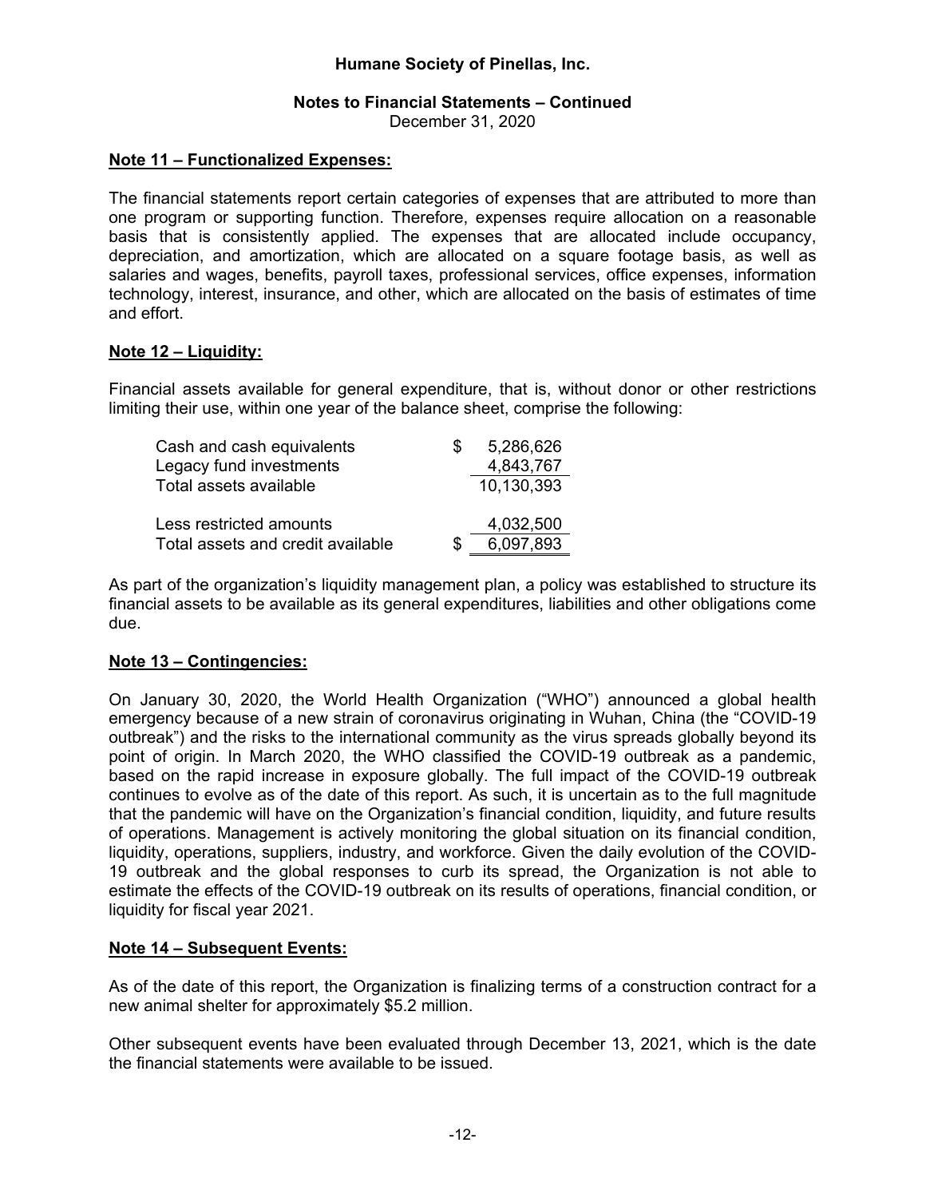**Humane Society of Pinellas, Inc.**

**Notes to Financial Statements – Continued**
December 31, 2020

## Note 11 – Functionalized Expenses:

The financial statements report certain categories of expenses that are attributed to more than one program or supporting function. Therefore, expenses require allocation on a reasonable basis that is consistently applied. The expenses that are allocated include occupancy, depreciation, and amortization, which are allocated on a square footage basis, as well as salaries and wages, benefits, payroll taxes, professional services, office expenses, information technology, interest, insurance, and other, which are allocated on the basis of estimates of time and effort.

## Note 12 – Liquidity:

Financial assets available for general expenditure, that is, without donor or other restrictions limiting their use, within one year of the balance sheet, comprise the following:

| | |
|---|---|
| Cash and cash equivalents | $ 5,286,626 |
| Legacy fund investments | 4,843,767 |
| Total assets available | 10,130,393 |
| | |
| Less restricted amounts | 4,032,500 |
| Total assets and credit available | $ 6,097,893 |

As part of the organization's liquidity management plan, a policy was established to structure its financial assets to be available as its general expenditures, liabilities and other obligations come due.

## Note 13 – Contingencies:

On January 30, 2020, the World Health Organization ("WHO") announced a global health emergency because of a new strain of coronavirus originating in Wuhan, China (the "COVID-19 outbreak") and the risks to the international community as the virus spreads globally beyond its point of origin. In March 2020, the WHO classified the COVID-19 outbreak as a pandemic, based on the rapid increase in exposure globally. The full impact of the COVID-19 outbreak continues to evolve as of the date of this report. As such, it is uncertain as to the full magnitude that the pandemic will have on the Organization's financial condition, liquidity, and future results of operations. Management is actively monitoring the global situation on its financial condition, liquidity, operations, suppliers, industry, and workforce. Given the daily evolution of the COVID-19 outbreak and the global responses to curb its spread, the Organization is not able to estimate the effects of the COVID-19 outbreak on its results of operations, financial condition, or liquidity for fiscal year 2021.

## Note 14 – Subsequent Events:

As of the date of this report, the Organization is finalizing terms of a construction contract for a new animal shelter for approximately $5.2 million.

Other subsequent events have been evaluated through December 13, 2021, which is the date the financial statements were available to be issued.